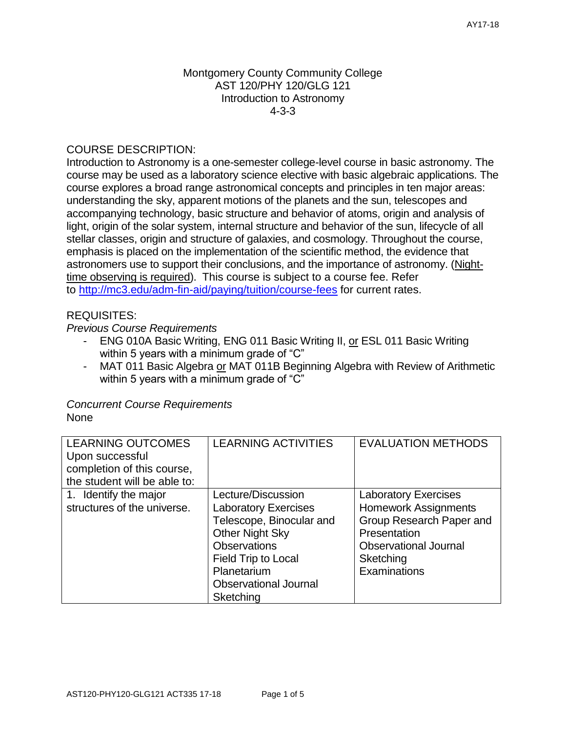Montgomery County Community College
AST 120/PHY 120/GLG 121
Introduction to Astronomy
4-3-3

## COURSE DESCRIPTION:

Introduction to Astronomy is a one-semester college-level course in basic astronomy. The course may be used as a laboratory science elective with basic algebraic applications. The course explores a broad range astronomical concepts and principles in ten major areas: understanding the sky, apparent motions of the planets and the sun, telescopes and accompanying technology, basic structure and behavior of atoms, origin and analysis of light, origin of the solar system, internal structure and behavior of the sun, lifecycle of all stellar classes, origin and structure of galaxies, and cosmology. Throughout the course, emphasis is placed on the implementation of the scientific method, the evidence that astronomers use to support their conclusions, and the importance of astronomy. (Night-time observing is required). This course is subject to a course fee. Refer to http://mc3.edu/adm-fin-aid/paying/tuition/course-fees for current rates.

## REQUISITES:

*Previous Course Requirements*

- ENG 010A Basic Writing, ENG 011 Basic Writing II, or ESL 011 Basic Writing within 5 years with a minimum grade of "C"
- MAT 011 Basic Algebra or MAT 011B Beginning Algebra with Review of Arithmetic within 5 years with a minimum grade of "C"

*Concurrent Course Requirements*

None

| LEARNING OUTCOMES Upon successful completion of this course, the student will be able to: | LEARNING ACTIVITIES | EVALUATION METHODS |
|---|---|---|
| 1. Identify the major structures of the universe. | Lecture/Discussion<br>Laboratory Exercises<br>Telescope, Binocular and Other Night Sky Observations<br>Field Trip to Local Planetarium<br>Observational Journal Sketching | Laboratory Exercises<br>Homework Assignments<br>Group Research Paper and Presentation<br>Observational Journal Sketching<br>Examinations |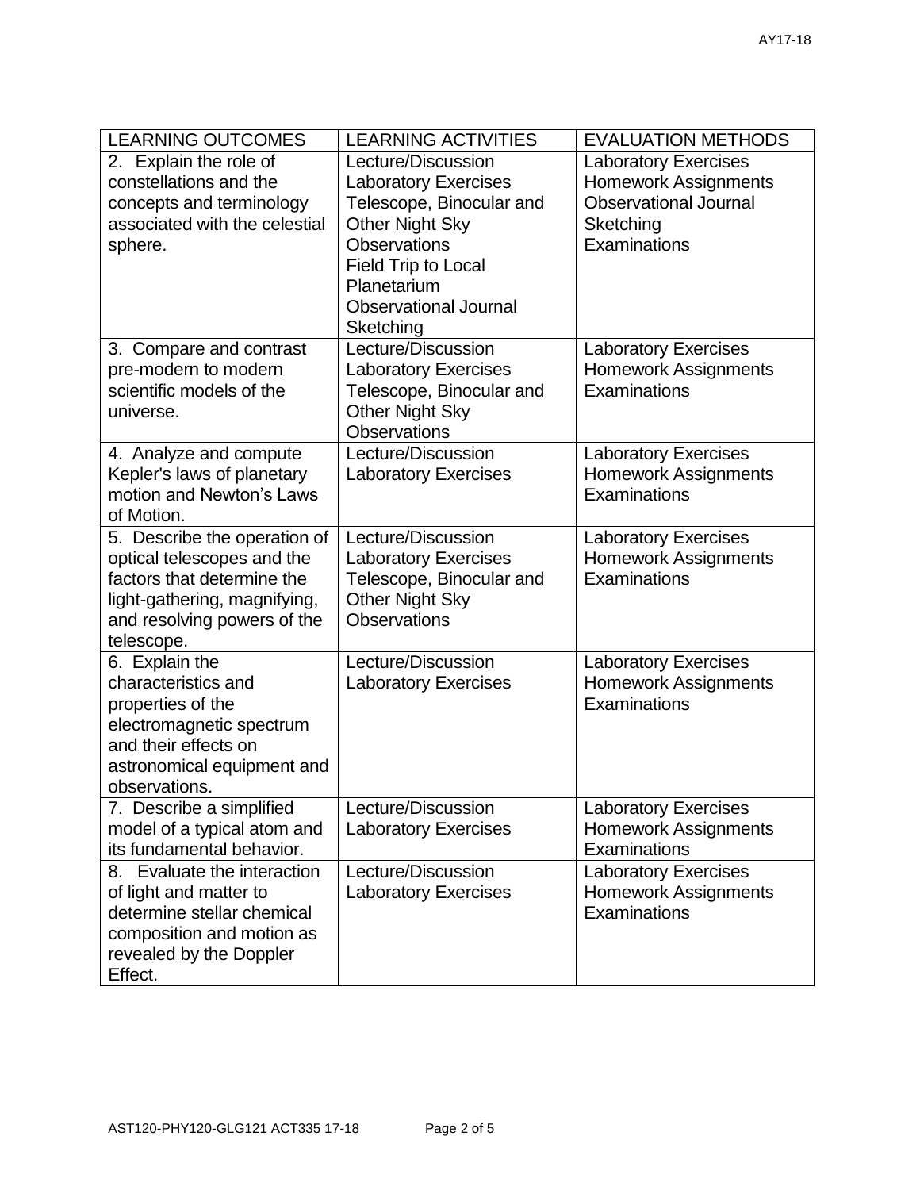| LEARNING OUTCOMES | LEARNING ACTIVITIES | EVALUATION METHODS |
| --- | --- | --- |
| 2. Explain the role of constellations and the concepts and terminology associated with the celestial sphere. | Lecture/Discussion<br>Laboratory Exercises<br>Telescope, Binocular and Other Night Sky Observations<br>Field Trip to Local Planetarium<br>Observational Journal Sketching | Laboratory Exercises<br>Homework Assignments<br>Observational Journal Sketching<br>Examinations |
| 3. Compare and contrast pre-modern to modern scientific models of the universe. | Lecture/Discussion<br>Laboratory Exercises<br>Telescope, Binocular and Other Night Sky Observations | Laboratory Exercises<br>Homework Assignments<br>Examinations |
| 4. Analyze and compute Kepler's laws of planetary motion and Newton's Laws of Motion. | Lecture/Discussion<br>Laboratory Exercises | Laboratory Exercises<br>Homework Assignments<br>Examinations |
| 5. Describe the operation of optical telescopes and the factors that determine the light-gathering, magnifying, and resolving powers of the telescope. | Lecture/Discussion<br>Laboratory Exercises<br>Telescope, Binocular and Other Night Sky Observations | Laboratory Exercises<br>Homework Assignments<br>Examinations |
| 6. Explain the characteristics and properties of the electromagnetic spectrum and their effects on astronomical equipment and observations. | Lecture/Discussion<br>Laboratory Exercises | Laboratory Exercises<br>Homework Assignments<br>Examinations |
| 7. Describe a simplified model of a typical atom and its fundamental behavior. | Lecture/Discussion<br>Laboratory Exercises | Laboratory Exercises<br>Homework Assignments<br>Examinations |
| 8. Evaluate the interaction of light and matter to determine stellar chemical composition and motion as revealed by the Doppler Effect. | Lecture/Discussion<br>Laboratory Exercises | Laboratory Exercises<br>Homework Assignments<br>Examinations |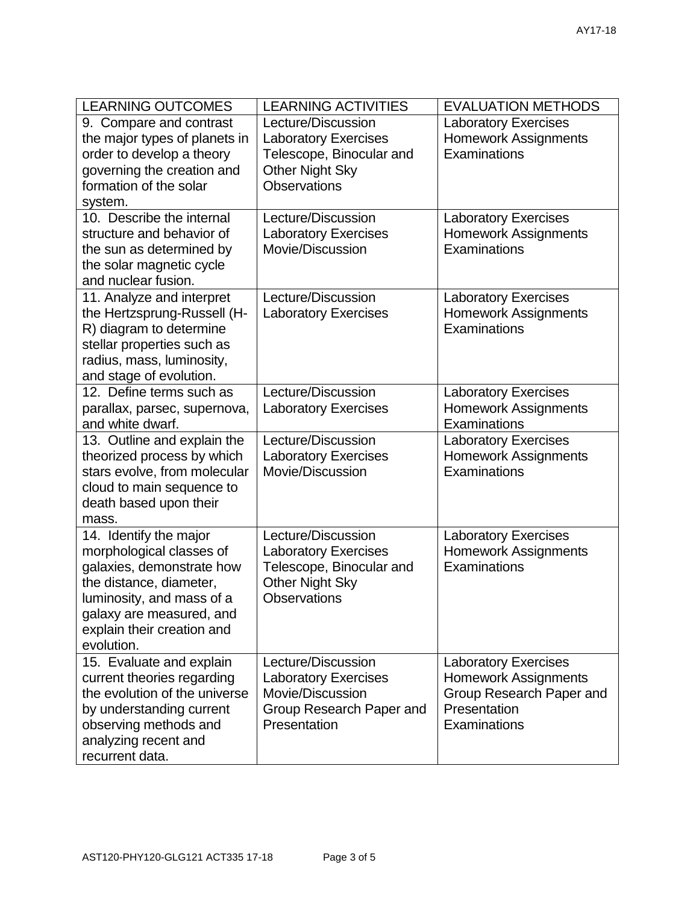| LEARNING OUTCOMES | LEARNING ACTIVITIES | EVALUATION METHODS |
|---|---|---|
| 9. Compare and contrast the major types of planets in order to develop a theory governing the creation and formation of the solar system. | Lecture/Discussion<br>Laboratory Exercises<br>Telescope, Binocular and Other Night Sky Observations | Laboratory Exercises<br>Homework Assignments<br>Examinations |
| 10. Describe the internal structure and behavior of the sun as determined by the solar magnetic cycle and nuclear fusion. | Lecture/Discussion<br>Laboratory Exercises<br>Movie/Discussion | Laboratory Exercises<br>Homework Assignments<br>Examinations |
| 11. Analyze and interpret the Hertzsprung-Russell (H-R) diagram to determine stellar properties such as radius, mass, luminosity, and stage of evolution. | Lecture/Discussion<br>Laboratory Exercises | Laboratory Exercises<br>Homework Assignments<br>Examinations |
| 12. Define terms such as parallax, parsec, supernova, and white dwarf. | Lecture/Discussion<br>Laboratory Exercises | Laboratory Exercises<br>Homework Assignments<br>Examinations |
| 13. Outline and explain the theorized process by which stars evolve, from molecular cloud to main sequence to death based upon their mass. | Lecture/Discussion<br>Laboratory Exercises<br>Movie/Discussion | Laboratory Exercises<br>Homework Assignments<br>Examinations |
| 14. Identify the major morphological classes of galaxies, demonstrate how the distance, diameter, luminosity, and mass of a galaxy are measured, and explain their creation and evolution. | Lecture/Discussion<br>Laboratory Exercises<br>Telescope, Binocular and Other Night Sky Observations | Laboratory Exercises<br>Homework Assignments<br>Examinations |
| 15. Evaluate and explain current theories regarding the evolution of the universe by understanding current observing methods and analyzing recent and recurrent data. | Lecture/Discussion<br>Laboratory Exercises<br>Movie/Discussion<br>Group Research Paper and Presentation | Laboratory Exercises<br>Homework Assignments<br>Group Research Paper and Presentation<br>Examinations |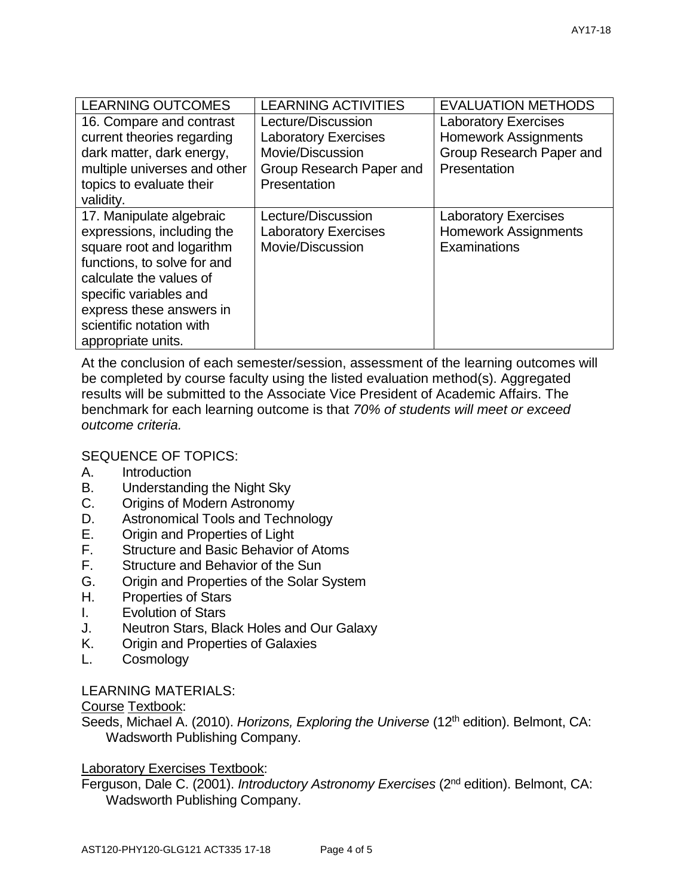| LEARNING OUTCOMES | LEARNING ACTIVITIES | EVALUATION METHODS |
|---|---|---|
| 16. Compare and contrast current theories regarding dark matter, dark energy, multiple universes and other topics to evaluate their validity. | Lecture/Discussion<br>Laboratory Exercises<br>Movie/Discussion<br>Group Research Paper and Presentation | Laboratory Exercises<br>Homework Assignments<br>Group Research Paper and Presentation |
| 17. Manipulate algebraic expressions, including the square root and logarithm functions, to solve for and calculate the values of specific variables and express these answers in scientific notation with appropriate units. | Lecture/Discussion<br>Laboratory Exercises<br>Movie/Discussion | Laboratory Exercises<br>Homework Assignments<br>Examinations |

At the conclusion of each semester/session, assessment of the learning outcomes will be completed by course faculty using the listed evaluation method(s). Aggregated results will be submitted to the Associate Vice President of Academic Affairs. The benchmark for each learning outcome is that *70% of students will meet or exceed outcome criteria.*

SEQUENCE OF TOPICS:

A. Introduction
B. Understanding the Night Sky
C. Origins of Modern Astronomy
D. Astronomical Tools and Technology
E. Origin and Properties of Light
F. Structure and Basic Behavior of Atoms
F. Structure and Behavior of the Sun
G. Origin and Properties of the Solar System
H. Properties of Stars
I. Evolution of Stars
J. Neutron Stars, Black Holes and Our Galaxy
K. Origin and Properties of Galaxies
L. Cosmology

LEARNING MATERIALS:

Course Textbook:

Seeds, Michael A. (2010). *Horizons, Exploring the Universe* (12th edition). Belmont, CA: Wadsworth Publishing Company.

Laboratory Exercises Textbook:

Ferguson, Dale C. (2001). *Introductory Astronomy Exercises* (2nd edition). Belmont, CA: Wadsworth Publishing Company.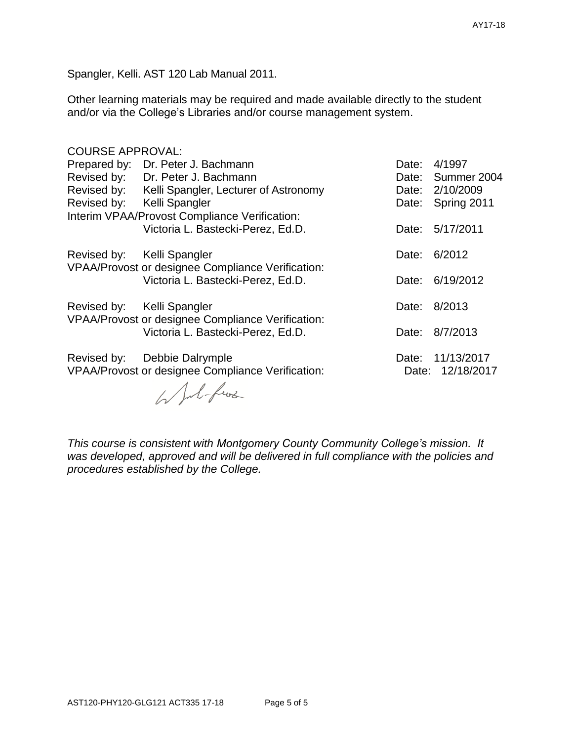Spangler, Kelli. AST 120 Lab Manual 2011.

Other learning materials may be required and made available directly to the student and/or via the College's Libraries and/or course management system.

COURSE APPROVAL:

| | | |
|---|---|---|
| Prepared by: | Dr. Peter J. Bachmann | Date: 4/1997 |
| Revised by: | Dr. Peter J. Bachmann | Date: Summer 2004 |
| Revised by: | Kelli Spangler, Lecturer of Astronomy | Date: 2/10/2009 |
| Revised by: | Kelli Spangler | Date: Spring 2011 |
| Interim VPAA/Provost Compliance Verification: | | |
| | Victoria L. Bastecki-Perez, Ed.D. | Date: 5/17/2011 |
| Revised by: | Kelli Spangler | Date: 6/2012 |
| VPAA/Provost or designee Compliance Verification: | | |
| | Victoria L. Bastecki-Perez, Ed.D. | Date: 6/19/2012 |
| Revised by: | Kelli Spangler | Date: 8/2013 |
| VPAA/Provost or designee Compliance Verification: | | |
| | Victoria L. Bastecki-Perez, Ed.D. | Date: 8/7/2013 |
| Revised by: | Debbie Dalrymple | Date: 11/13/2017 |
| VPAA/Provost or designee Compliance Verification: | | Date: 12/18/2017 |

*This course is consistent with Montgomery County Community College's mission. It was developed, approved and will be delivered in full compliance with the policies and procedures established by the College.*